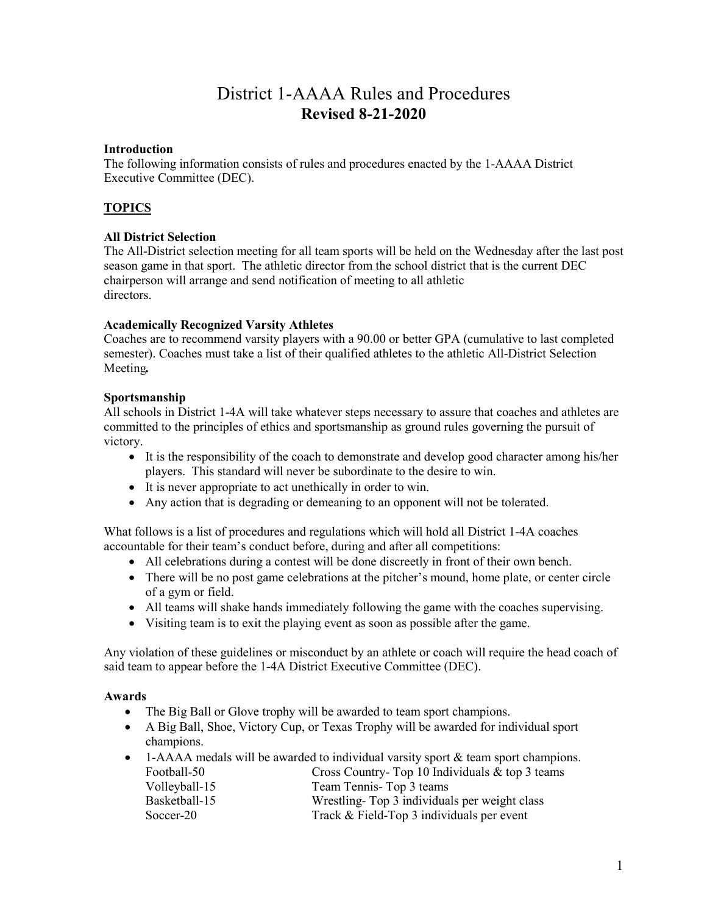# District 1-AAAA Rules and Procedures
## **Revised 8-21-2020**

**Introduction**
The following information consists of rules and procedures enacted by the 1-AAAA District Executive Committee (DEC).

**<u>TOPICS</u>**

**All District Selection**
The All-District selection meeting for all team sports will be held on the Wednesday after the last post season game in that sport. The athletic director from the school district that is the current DEC chairperson will arrange and send notification of meeting to all athletic directors.

**Academically Recognized Varsity Athletes**
Coaches are to recommend varsity players with a 90.00 or better GPA (cumulative to last completed semester). Coaches must take a list of their qualified athletes to the athletic All-District Selection Meeting.

**Sportsmanship**
All schools in District 1-4A will take whatever steps necessary to assure that coaches and athletes are committed to the principles of ethics and sportsmanship as ground rules governing the pursuit of victory.

- It is the responsibility of the coach to demonstrate and develop good character among his/her players. This standard will never be subordinate to the desire to win.
- It is never appropriate to act unethically in order to win.
- Any action that is degrading or demeaning to an opponent will not be tolerated.

What follows is a list of procedures and regulations which will hold all District 1-4A coaches accountable for their team's conduct before, during and after all competitions:

- All celebrations during a contest will be done discreetly in front of their own bench.
- There will be no post game celebrations at the pitcher's mound, home plate, or center circle of a gym or field.
- All teams will shake hands immediately following the game with the coaches supervising.
- Visiting team is to exit the playing event as soon as possible after the game.

Any violation of these guidelines or misconduct by an athlete or coach will require the head coach of said team to appear before the 1-4A District Executive Committee (DEC).

**Awards**

- The Big Ball or Glove trophy will be awarded to team sport champions.
- A Big Ball, Shoe, Victory Cup, or Texas Trophy will be awarded for individual sport champions.
- 1-AAAA medals will be awarded to individual varsity sport & team sport champions.

| | |
|---|---|
| Football-50 | Cross Country- Top 10 Individuals & top 3 teams |
| Volleyball-15 | Team Tennis- Top 3 teams |
| Basketball-15 | Wrestling- Top 3 individuals per weight class |
| Soccer-20 | Track & Field-Top 3 individuals per event |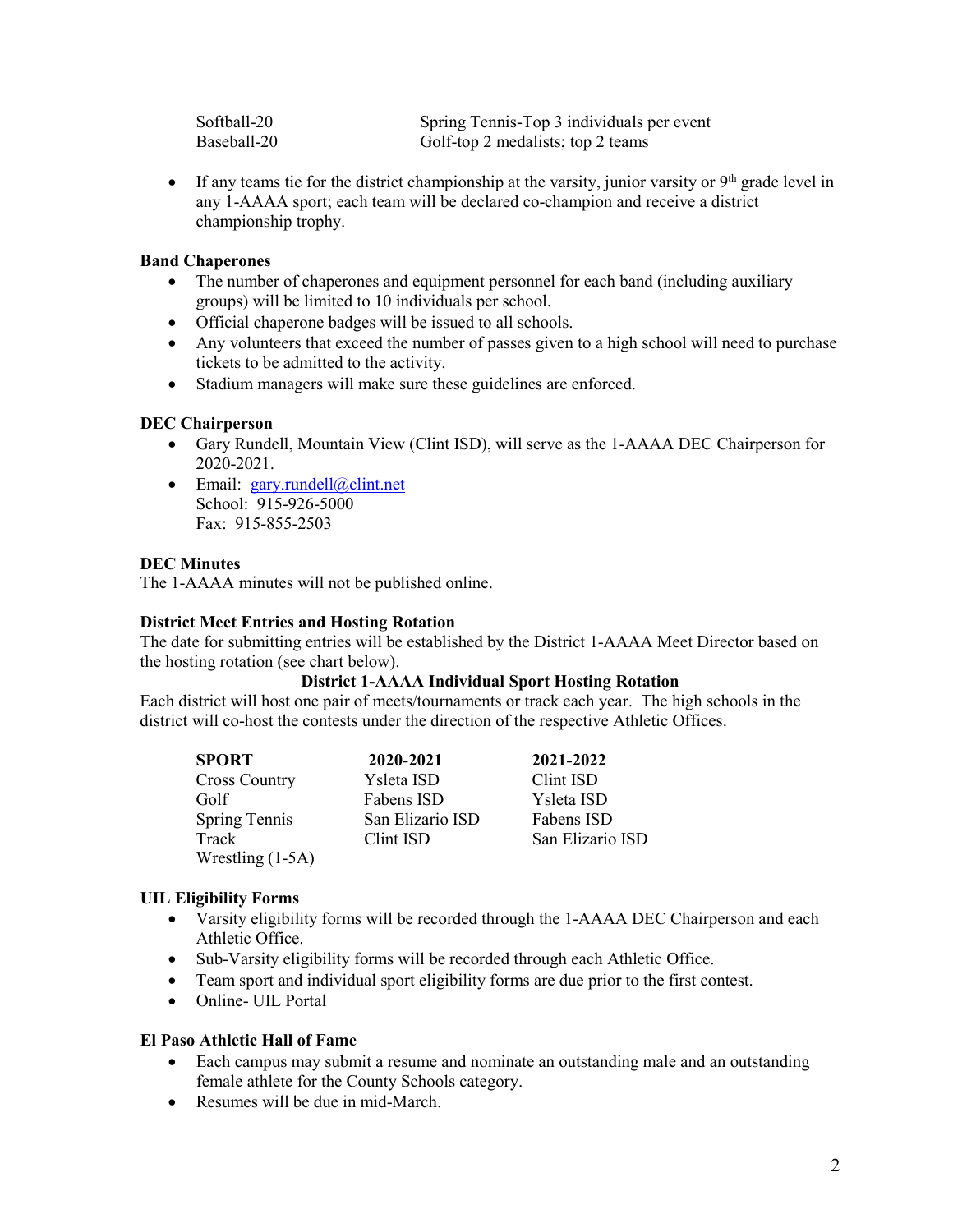| | |
|---|---|
| Softball-20 | Spring Tennis-Top 3 individuals per event |
| Baseball-20 | Golf-top 2 medalists; top 2 teams |

- If any teams tie for the district championship at the varsity, junior varsity or 9th grade level in any 1-AAAA sport; each team will be declared co-champion and receive a district championship trophy.

**Band Chaperones**

- The number of chaperones and equipment personnel for each band (including auxiliary groups) will be limited to 10 individuals per school.
- Official chaperone badges will be issued to all schools.
- Any volunteers that exceed the number of passes given to a high school will need to purchase tickets to be admitted to the activity.
- Stadium managers will make sure these guidelines are enforced.

**DEC Chairperson**

- Gary Rundell, Mountain View (Clint ISD), will serve as the 1-AAAA DEC Chairperson for 2020-2021.
- Email: gary.rundell@clint.net
  School: 915-926-5000
  Fax: 915-855-2503

**DEC Minutes**

The 1-AAAA minutes will not be published online.

**District Meet Entries and Hosting Rotation**

The date for submitting entries will be established by the District 1-AAAA Meet Director based on the hosting rotation (see chart below).

**District 1-AAAA Individual Sport Hosting Rotation**

Each district will host one pair of meets/tournaments or track each year. The high schools in the district will co-host the contests under the direction of the respective Athletic Offices.

| SPORT | 2020-2021 | 2021-2022 |
|---|---|---|
| Cross Country | Ysleta ISD | Clint ISD |
| Golf | Fabens ISD | Ysleta ISD |
| Spring Tennis | San Elizario ISD | Fabens ISD |
| Track | Clint ISD | San Elizario ISD |
| Wrestling (1-5A) | | |

**UIL Eligibility Forms**

- Varsity eligibility forms will be recorded through the 1-AAAA DEC Chairperson and each Athletic Office.
- Sub-Varsity eligibility forms will be recorded through each Athletic Office.
- Team sport and individual sport eligibility forms are due prior to the first contest.
- Online- UIL Portal

**El Paso Athletic Hall of Fame**

- Each campus may submit a resume and nominate an outstanding male and an outstanding female athlete for the County Schools category.
- Resumes will be due in mid-March.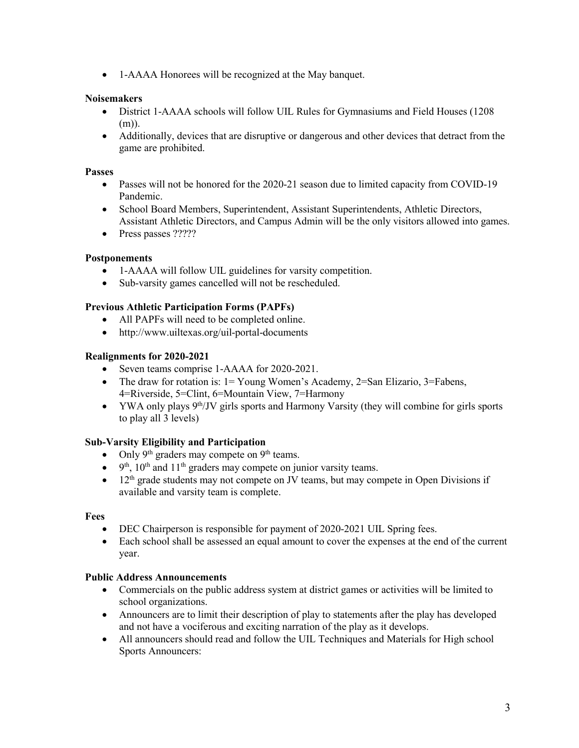- 1-AAAA Honorees will be recognized at the May banquet.

**Noisemakers**

- District 1-AAAA schools will follow UIL Rules for Gymnasiums and Field Houses (1208 (m)).
- Additionally, devices that are disruptive or dangerous and other devices that detract from the game are prohibited.

**Passes**

- Passes will not be honored for the 2020-21 season due to limited capacity from COVID-19 Pandemic.
- School Board Members, Superintendent, Assistant Superintendents, Athletic Directors, Assistant Athletic Directors, and Campus Admin will be the only visitors allowed into games.
- Press passes ?????

**Postponements**

- 1-AAAA will follow UIL guidelines for varsity competition.
- Sub-varsity games cancelled will not be rescheduled.

**Previous Athletic Participation Forms (PAPFs)**

- All PAPFs will need to be completed online.
- http://www.uiltexas.org/uil-portal-documents

**Realignments for 2020-2021**

- Seven teams comprise 1-AAAA for 2020-2021.
- The draw for rotation is: 1= Young Women's Academy, 2=San Elizario, 3=Fabens, 4=Riverside, 5=Clint, 6=Mountain View, 7=Harmony
- YWA only plays 9th/JV girls sports and Harmony Varsity (they will combine for girls sports to play all 3 levels)

**Sub-Varsity Eligibility and Participation**

- Only 9th graders may compete on 9th teams.
- 9th, 10th and 11th graders may compete on junior varsity teams.
- 12th grade students may not compete on JV teams, but may compete in Open Divisions if available and varsity team is complete.

**Fees**

- DEC Chairperson is responsible for payment of 2020-2021 UIL Spring fees.
- Each school shall be assessed an equal amount to cover the expenses at the end of the current year.

**Public Address Announcements**

- Commercials on the public address system at district games or activities will be limited to school organizations.
- Announcers are to limit their description of play to statements after the play has developed and not have a vociferous and exciting narration of the play as it develops.
- All announcers should read and follow the UIL Techniques and Materials for High school Sports Announcers: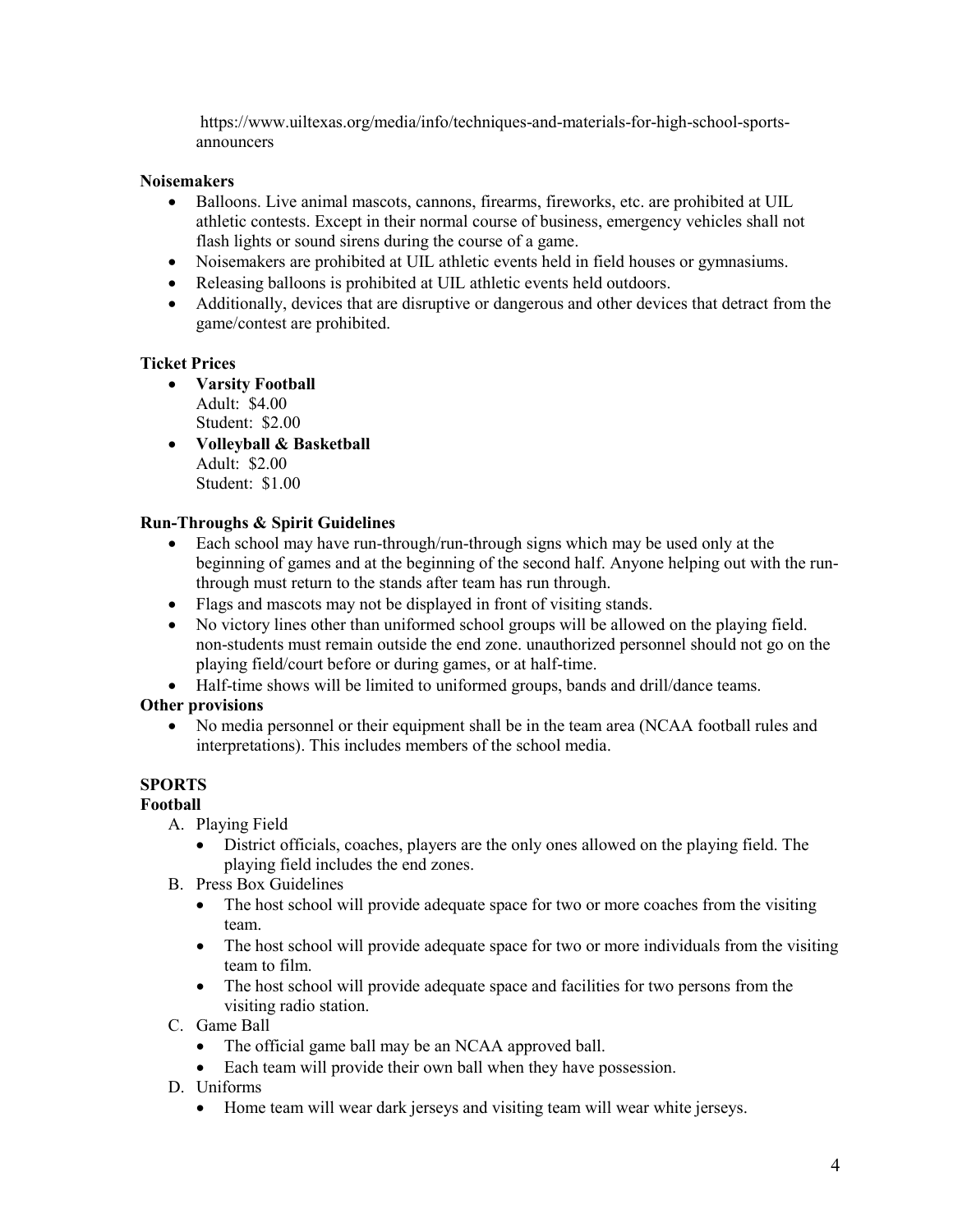https://www.uiltexas.org/media/info/techniques-and-materials-for-high-school-sports-announcers

**Noisemakers**

- Balloons. Live animal mascots, cannons, firearms, fireworks, etc. are prohibited at UIL athletic contests. Except in their normal course of business, emergency vehicles shall not flash lights or sound sirens during the course of a game.
- Noisemakers are prohibited at UIL athletic events held in field houses or gymnasiums.
- Releasing balloons is prohibited at UIL athletic events held outdoors.
- Additionally, devices that are disruptive or dangerous and other devices that detract from the game/contest are prohibited.

**Ticket Prices**

- **Varsity Football**
  Adult: $4.00
  Student: $2.00
- **Volleyball & Basketball**
  Adult: $2.00
  Student: $1.00

**Run-Throughs & Spirit Guidelines**

- Each school may have run-through/run-through signs which may be used only at the beginning of games and at the beginning of the second half. Anyone helping out with the run-through must return to the stands after team has run through.
- Flags and mascots may not be displayed in front of visiting stands.
- No victory lines other than uniformed school groups will be allowed on the playing field. non-students must remain outside the end zone. unauthorized personnel should not go on the playing field/court before or during games, or at half-time.
- Half-time shows will be limited to uniformed groups, bands and drill/dance teams.

**Other provisions**

- No media personnel or their equipment shall be in the team area (NCAA football rules and interpretations). This includes members of the school media.

## SPORTS

### Football

A. Playing Field
   - District officials, coaches, players are the only ones allowed on the playing field. The playing field includes the end zones.

B. Press Box Guidelines
   - The host school will provide adequate space for two or more coaches from the visiting team.
   - The host school will provide adequate space for two or more individuals from the visiting team to film.
   - The host school will provide adequate space and facilities for two persons from the visiting radio station.

C. Game Ball
   - The official game ball may be an NCAA approved ball.
   - Each team will provide their own ball when they have possession.

D. Uniforms
   - Home team will wear dark jerseys and visiting team will wear white jerseys.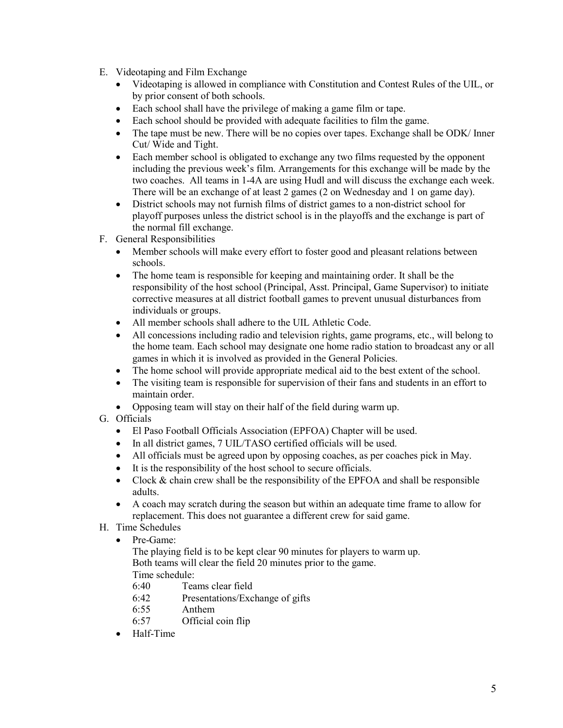E. Videotaping and Film Exchange
   - Videotaping is allowed in compliance with Constitution and Contest Rules of the UIL, or by prior consent of both schools.
   - Each school shall have the privilege of making a game film or tape.
   - Each school should be provided with adequate facilities to film the game.
   - The tape must be new. There will be no copies over tapes. Exchange shall be ODK/ Inner Cut/ Wide and Tight.
   - Each member school is obligated to exchange any two films requested by the opponent including the previous week's film. Arrangements for this exchange will be made by the two coaches. All teams in 1-4A are using Hudl and will discuss the exchange each week. There will be an exchange of at least 2 games (2 on Wednesday and 1 on game day).
   - District schools may not furnish films of district games to a non-district school for playoff purposes unless the district school is in the playoffs and the exchange is part of the normal fill exchange.

F. General Responsibilities
   - Member schools will make every effort to foster good and pleasant relations between schools.
   - The home team is responsible for keeping and maintaining order. It shall be the responsibility of the host school (Principal, Asst. Principal, Game Supervisor) to initiate corrective measures at all district football games to prevent unusual disturbances from individuals or groups.
   - All member schools shall adhere to the UIL Athletic Code.
   - All concessions including radio and television rights, game programs, etc., will belong to the home team. Each school may designate one home radio station to broadcast any or all games in which it is involved as provided in the General Policies.
   - The home school will provide appropriate medical aid to the best extent of the school.
   - The visiting team is responsible for supervision of their fans and students in an effort to maintain order.
   - Opposing team will stay on their half of the field during warm up.

G. Officials
   - El Paso Football Officials Association (EPFOA) Chapter will be used.
   - In all district games, 7 UIL/TASO certified officials will be used.
   - All officials must be agreed upon by opposing coaches, as per coaches pick in May.
   - It is the responsibility of the host school to secure officials.
   - Clock & chain crew shall be the responsibility of the EPFOA and shall be responsible adults.
   - A coach may scratch during the season but within an adequate time frame to allow for replacement. This does not guarantee a different crew for said game.

H. Time Schedules
   - Pre-Game:

     The playing field is to be kept clear 90 minutes for players to warm up.
     Both teams will clear the field 20 minutes prior to the game.
     Time schedule:

     6:40 Teams clear field
     6:42 Presentations/Exchange of gifts
     6:55 Anthem
     6:57 Official coin flip
   - Half-Time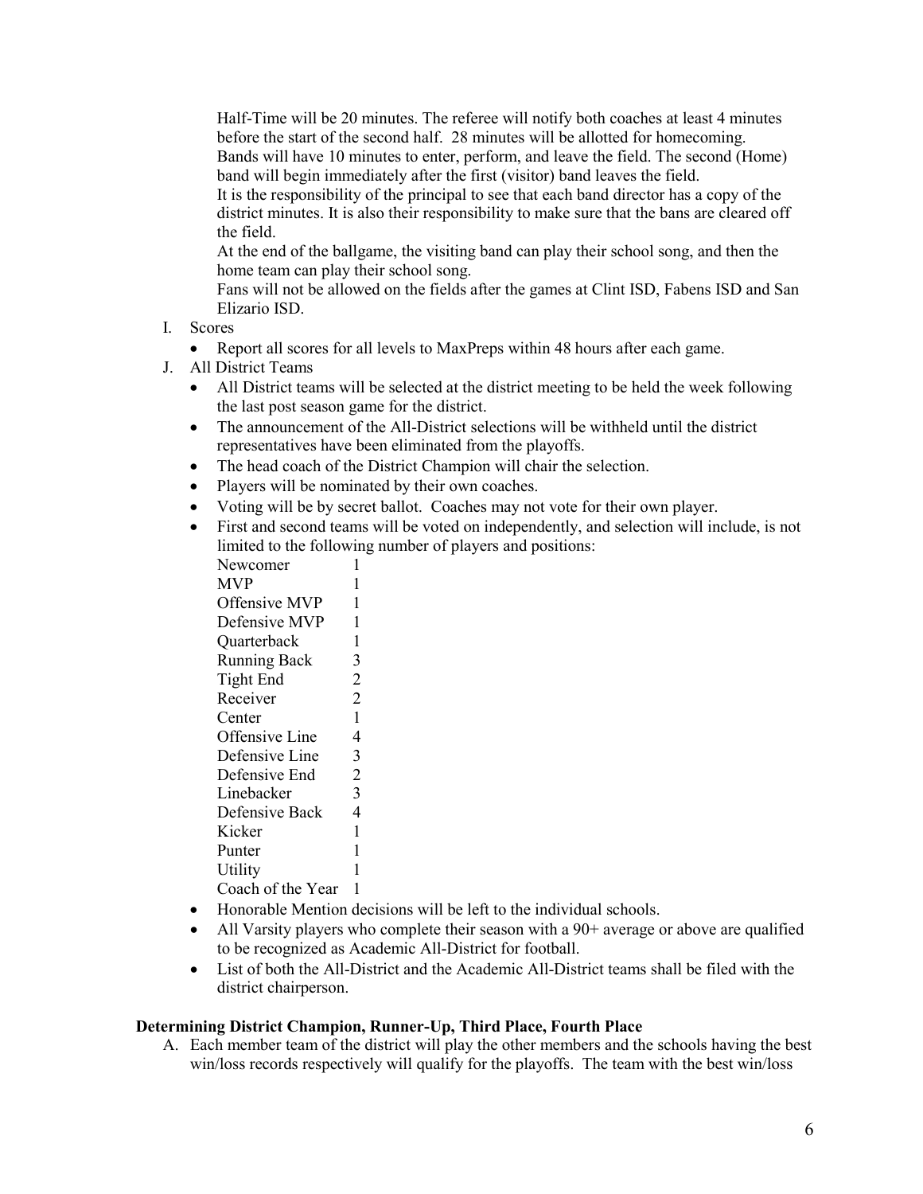Half-Time will be 20 minutes. The referee will notify both coaches at least 4 minutes before the start of the second half. 28 minutes will be allotted for homecoming. Bands will have 10 minutes to enter, perform, and leave the field. The second (Home) band will begin immediately after the first (visitor) band leaves the field.
It is the responsibility of the principal to see that each band director has a copy of the district minutes. It is also their responsibility to make sure that the bans are cleared off the field.
At the end of the ballgame, the visiting band can play their school song, and then the home team can play their school song.
Fans will not be allowed on the fields after the games at Clint ISD, Fabens ISD and San Elizario ISD.

I. Scores
   - Report all scores for all levels to MaxPreps within 48 hours after each game.

J. All District Teams
   - All District teams will be selected at the district meeting to be held the week following the last post season game for the district.
   - The announcement of the All-District selections will be withheld until the district representatives have been eliminated from the playoffs.
   - The head coach of the District Champion will chair the selection.
   - Players will be nominated by their own coaches.
   - Voting will be by secret ballot. Coaches may not vote for their own player.
   - First and second teams will be voted on independently, and selection will include, is not limited to the following number of players and positions:

| Position | Number |
| --- | --- |
| Newcomer | 1 |
| MVP | 1 |
| Offensive MVP | 1 |
| Defensive MVP | 1 |
| Quarterback | 1 |
| Running Back | 3 |
| Tight End | 2 |
| Receiver | 2 |
| Center | 1 |
| Offensive Line | 4 |
| Defensive Line | 3 |
| Defensive End | 2 |
| Linebacker | 3 |
| Defensive Back | 4 |
| Kicker | 1 |
| Punter | 1 |
| Utility | 1 |
| Coach of the Year | 1 |

   - Honorable Mention decisions will be left to the individual schools.
   - All Varsity players who complete their season with a 90+ average or above are qualified to be recognized as Academic All-District for football.
   - List of both the All-District and the Academic All-District teams shall be filed with the district chairperson.

**Determining District Champion, Runner-Up, Third Place, Fourth Place**

A. Each member team of the district will play the other members and the schools having the best win/loss records respectively will qualify for the playoffs. The team with the best win/loss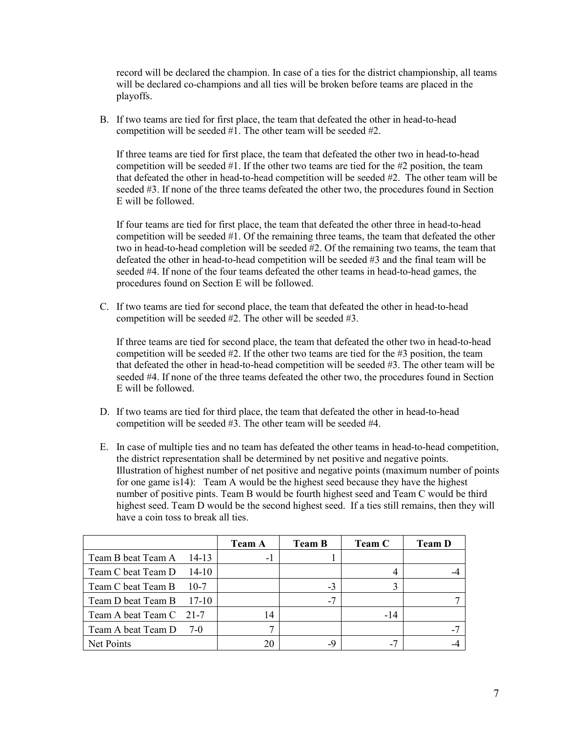record will be declared the champion. In case of a ties for the district championship, all teams will be declared co-champions and all ties will be broken before teams are placed in the playoffs.

B. If two teams are tied for first place, the team that defeated the other in head-to-head competition will be seeded #1. The other team will be seeded #2.

   If three teams are tied for first place, the team that defeated the other two in head-to-head competition will be seeded #1. If the other two teams are tied for the #2 position, the team that defeated the other in head-to-head competition will be seeded #2. The other team will be seeded #3. If none of the three teams defeated the other two, the procedures found in Section E will be followed.

   If four teams are tied for first place, the team that defeated the other three in head-to-head competition will be seeded #1. Of the remaining three teams, the team that defeated the other two in head-to-head completion will be seeded #2. Of the remaining two teams, the team that defeated the other in head-to-head competition will be seeded #3 and the final team will be seeded #4. If none of the four teams defeated the other teams in head-to-head games, the procedures found on Section E will be followed.

C. If two teams are tied for second place, the team that defeated the other in head-to-head competition will be seeded #2. The other will be seeded #3.

   If three teams are tied for second place, the team that defeated the other two in head-to-head competition will be seeded #2. If the other two teams are tied for the #3 position, the team that defeated the other in head-to-head competition will be seeded #3. The other team will be seeded #4. If none of the three teams defeated the other two, the procedures found in Section E will be followed.

D. If two teams are tied for third place, the team that defeated the other in head-to-head competition will be seeded #3. The other team will be seeded #4.

E. In case of multiple ties and no team has defeated the other teams in head-to-head competition, the district representation shall be determined by net positive and negative points. Illustration of highest number of net positive and negative points (maximum number of points for one game is14): Team A would be the highest seed because they have the highest number of positive pints. Team B would be fourth highest seed and Team C would be third highest seed. Team D would be the second highest seed. If a ties still remains, then they will have a coin toss to break all ties.

| | Team A | Team B | Team C | Team D |
|---|---|---|---|---|
| Team B beat Team A 14-13 | -1 | 1 | | |
| Team C beat Team D 14-10 | | | 4 | -4 |
| Team C beat Team B 10-7 | | -3 | 3 | |
| Team D beat Team B 17-10 | | -7 | | 7 |
| Team A beat Team C 21-7 | 14 | | -14 | |
| Team A beat Team D 7-0 | 7 | | | -7 |
| Net Points | 20 | -9 | -7 | -4 |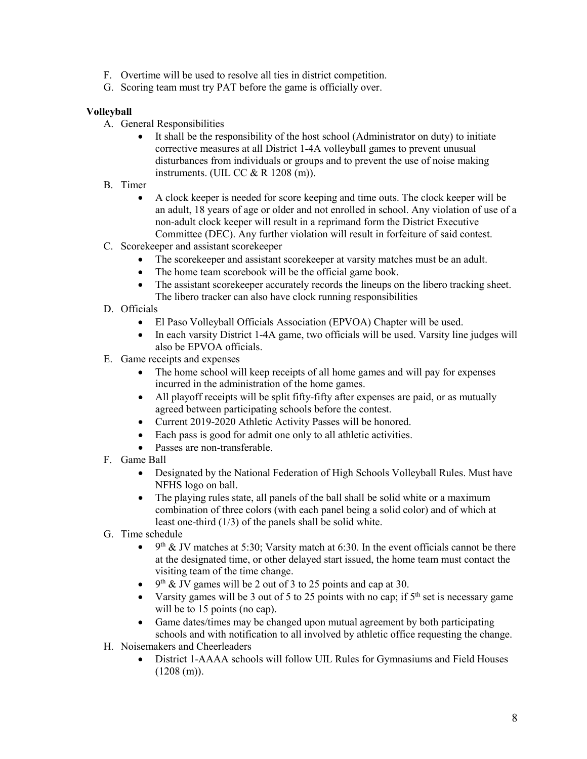F. Overtime will be used to resolve all ties in district competition.
G. Scoring team must try PAT before the game is officially over.

**Volleyball**

A. General Responsibilities
   - It shall be the responsibility of the host school (Administrator on duty) to initiate corrective measures at all District 1-4A volleyball games to prevent unusual disturbances from individuals or groups and to prevent the use of noise making instruments. (UIL CC & R 1208 (m)).

B. Timer
   - A clock keeper is needed for score keeping and time outs. The clock keeper will be an adult, 18 years of age or older and not enrolled in school. Any violation of use of a non-adult clock keeper will result in a reprimand form the District Executive Committee (DEC). Any further violation will result in forfeiture of said contest.

C. Scorekeeper and assistant scorekeeper
   - The scorekeeper and assistant scorekeeper at varsity matches must be an adult.
   - The home team scorebook will be the official game book.
   - The assistant scorekeeper accurately records the lineups on the libero tracking sheet. The libero tracker can also have clock running responsibilities

D. Officials
   - El Paso Volleyball Officials Association (EPVOA) Chapter will be used.
   - In each varsity District 1-4A game, two officials will be used. Varsity line judges will also be EPVOA officials.

E. Game receipts and expenses
   - The home school will keep receipts of all home games and will pay for expenses incurred in the administration of the home games.
   - All playoff receipts will be split fifty-fifty after expenses are paid, or as mutually agreed between participating schools before the contest.
   - Current 2019-2020 Athletic Activity Passes will be honored.
   - Each pass is good for admit one only to all athletic activities.
   - Passes are non-transferable.

F. Game Ball
   - Designated by the National Federation of High Schools Volleyball Rules. Must have NFHS logo on ball.
   - The playing rules state, all panels of the ball shall be solid white or a maximum combination of three colors (with each panel being a solid color) and of which at least one-third (1/3) of the panels shall be solid white.

G. Time schedule
   - 9th & JV matches at 5:30; Varsity match at 6:30. In the event officials cannot be there at the designated time, or other delayed start issued, the home team must contact the visiting team of the time change.
   - 9th & JV games will be 2 out of 3 to 25 points and cap at 30.
   - Varsity games will be 3 out of 5 to 25 points with no cap; if 5th set is necessary game will be to 15 points (no cap).
   - Game dates/times may be changed upon mutual agreement by both participating schools and with notification to all involved by athletic office requesting the change.

H. Noisemakers and Cheerleaders
   - District 1-AAAA schools will follow UIL Rules for Gymnasiums and Field Houses (1208 (m)).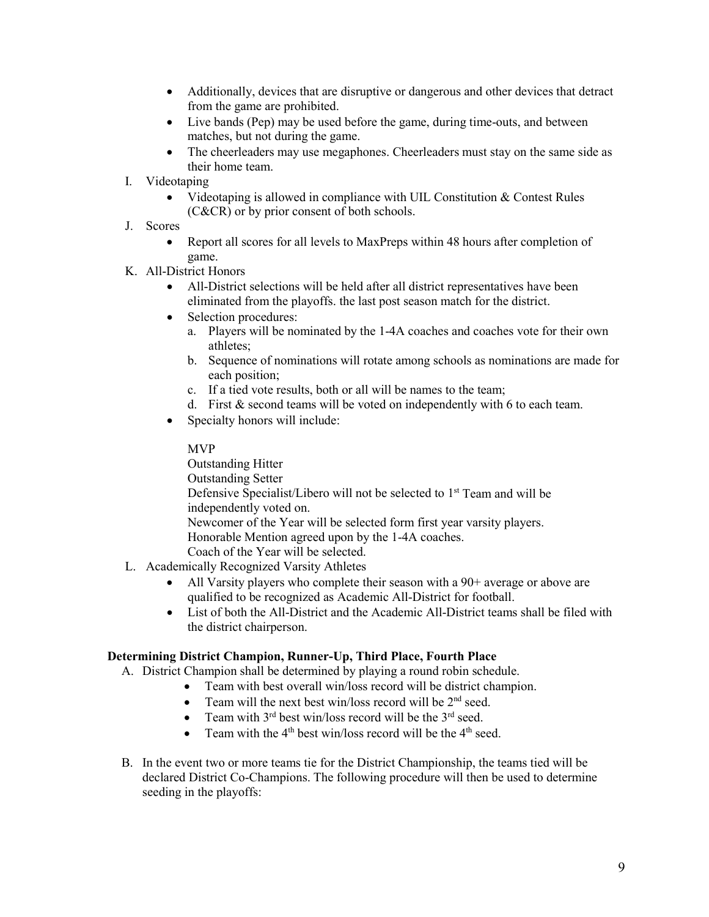- Additionally, devices that are disruptive or dangerous and other devices that detract from the game are prohibited.
- Live bands (Pep) may be used before the game, during time-outs, and between matches, but not during the game.
- The cheerleaders may use megaphones. Cheerleaders must stay on the same side as their home team.

I. Videotaping
- Videotaping is allowed in compliance with UIL Constitution & Contest Rules (C&CR) or by prior consent of both schools.

J. Scores
- Report all scores for all levels to MaxPreps within 48 hours after completion of game.

K. All-District Honors
- All-District selections will be held after all district representatives have been eliminated from the playoffs. the last post season match for the district.
- Selection procedures:
  a. Players will be nominated by the 1-4A coaches and coaches vote for their own athletes;
  b. Sequence of nominations will rotate among schools as nominations are made for each position;
  c. If a tied vote results, both or all will be names to the team;
  d. First & second teams will be voted on independently with 6 to each team.
- Specialty honors will include:

  MVP
  Outstanding Hitter
  Outstanding Setter
  Defensive Specialist/Libero will not be selected to 1st Team and will be independently voted on.
  Newcomer of the Year will be selected form first year varsity players.
  Honorable Mention agreed upon by the 1-4A coaches.
  Coach of the Year will be selected.

L. Academically Recognized Varsity Athletes
- All Varsity players who complete their season with a 90+ average or above are qualified to be recognized as Academic All-District for football.
- List of both the All-District and the Academic All-District teams shall be filed with the district chairperson.

**Determining District Champion, Runner-Up, Third Place, Fourth Place**

A. District Champion shall be determined by playing a round robin schedule.
- Team with best overall win/loss record will be district champion.
- Team will the next best win/loss record will be 2nd seed.
- Team with 3rd best win/loss record will be the 3rd seed.
- Team with the 4th best win/loss record will be the 4th seed.

B. In the event two or more teams tie for the District Championship, the teams tied will be declared District Co-Champions. The following procedure will then be used to determine seeding in the playoffs: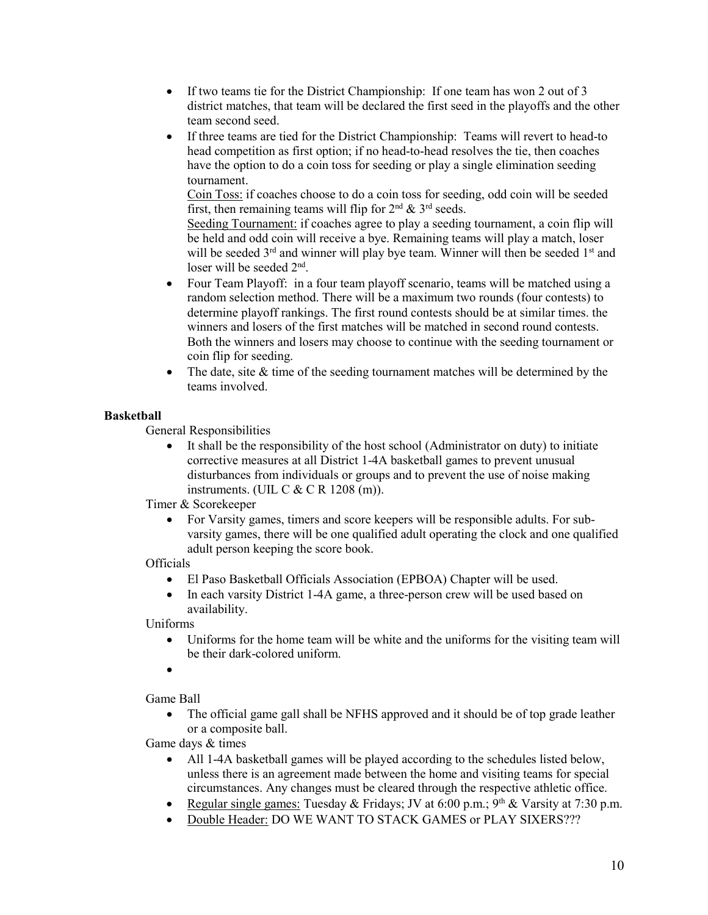- If two teams tie for the District Championship: If one team has won 2 out of 3 district matches, that team will be declared the first seed in the playoffs and the other team second seed.
- If three teams are tied for the District Championship: Teams will revert to head-to head competition as first option; if no head-to-head resolves the tie, then coaches have the option to do a coin toss for seeding or play a single elimination seeding tournament.

  Coin Toss: if coaches choose to do a coin toss for seeding, odd coin will be seeded first, then remaining teams will flip for 2nd & 3rd seeds.

  Seeding Tournament: if coaches agree to play a seeding tournament, a coin flip will be held and odd coin will receive a bye. Remaining teams will play a match, loser will be seeded 3rd and winner will play bye team. Winner will then be seeded 1st and loser will be seeded 2nd.
- Four Team Playoff: in a four team playoff scenario, teams will be matched using a random selection method. There will be a maximum two rounds (four contests) to determine playoff rankings. The first round contests should be at similar times. the winners and losers of the first matches will be matched in second round contests. Both the winners and losers may choose to continue with the seeding tournament or coin flip for seeding.
- The date, site & time of the seeding tournament matches will be determined by the teams involved.

**Basketball**

General Responsibilities

- It shall be the responsibility of the host school (Administrator on duty) to initiate corrective measures at all District 1-4A basketball games to prevent unusual disturbances from individuals or groups and to prevent the use of noise making instruments. (UIL C & C R 1208 (m)).

Timer & Scorekeeper

- For Varsity games, timers and score keepers will be responsible adults. For sub-varsity games, there will be one qualified adult operating the clock and one qualified adult person keeping the score book.

Officials

- El Paso Basketball Officials Association (EPBOA) Chapter will be used.
- In each varsity District 1-4A game, a three-person crew will be used based on availability.

Uniforms

- Uniforms for the home team will be white and the uniforms for the visiting team will be their dark-colored uniform.
- 

Game Ball

- The official game gall shall be NFHS approved and it should be of top grade leather or a composite ball.

Game days & times

- All 1-4A basketball games will be played according to the schedules listed below, unless there is an agreement made between the home and visiting teams for special circumstances. Any changes must be cleared through the respective athletic office.
- Regular single games: Tuesday & Fridays; JV at 6:00 p.m.; 9th & Varsity at 7:30 p.m.
- Double Header: DO WE WANT TO STACK GAMES or PLAY SIXERS???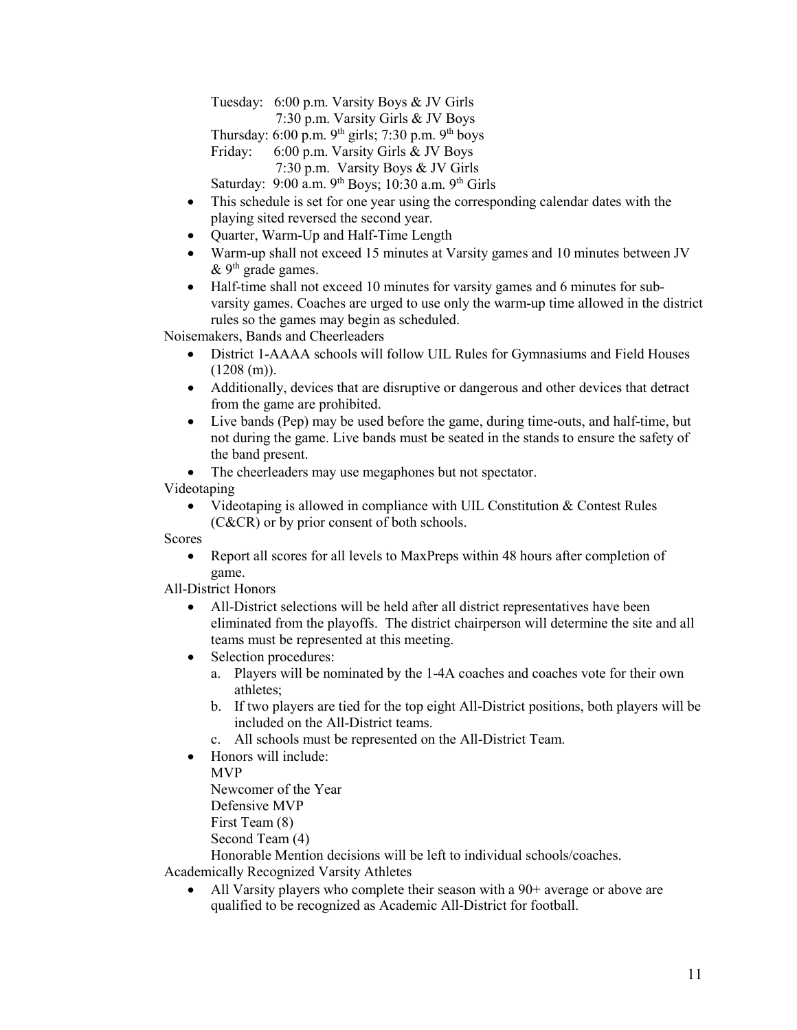Tuesday: 6:00 p.m. Varsity Boys & JV Girls
7:30 p.m. Varsity Girls & JV Boys
Thursday: 6:00 p.m. 9th girls; 7:30 p.m. 9th boys
Friday: 6:00 p.m. Varsity Girls & JV Boys
7:30 p.m. Varsity Boys & JV Girls
Saturday: 9:00 a.m. 9th Boys; 10:30 a.m. 9th Girls

- This schedule is set for one year using the corresponding calendar dates with the playing sited reversed the second year.
- Quarter, Warm-Up and Half-Time Length
- Warm-up shall not exceed 15 minutes at Varsity games and 10 minutes between JV & 9th grade games.
- Half-time shall not exceed 10 minutes for varsity games and 6 minutes for sub-varsity games. Coaches are urged to use only the warm-up time allowed in the district rules so the games may begin as scheduled.

Noisemakers, Bands and Cheerleaders

- District 1-AAAA schools will follow UIL Rules for Gymnasiums and Field Houses (1208 (m)).
- Additionally, devices that are disruptive or dangerous and other devices that detract from the game are prohibited.
- Live bands (Pep) may be used before the game, during time-outs, and half-time, but not during the game. Live bands must be seated in the stands to ensure the safety of the band present.
- The cheerleaders may use megaphones but not spectator.

Videotaping

- Videotaping is allowed in compliance with UIL Constitution & Contest Rules (C&CR) or by prior consent of both schools.

Scores

- Report all scores for all levels to MaxPreps within 48 hours after completion of game.

All-District Honors

- All-District selections will be held after all district representatives have been eliminated from the playoffs. The district chairperson will determine the site and all teams must be represented at this meeting.
- Selection procedures:
  a. Players will be nominated by the 1-4A coaches and coaches vote for their own athletes;
  b. If two players are tied for the top eight All-District positions, both players will be included on the All-District teams.
  c. All schools must be represented on the All-District Team.
- Honors will include:
  MVP
  Newcomer of the Year
  Defensive MVP
  First Team (8)
  Second Team (4)
  Honorable Mention decisions will be left to individual schools/coaches.

Academically Recognized Varsity Athletes

- All Varsity players who complete their season with a 90+ average or above are qualified to be recognized as Academic All-District for football.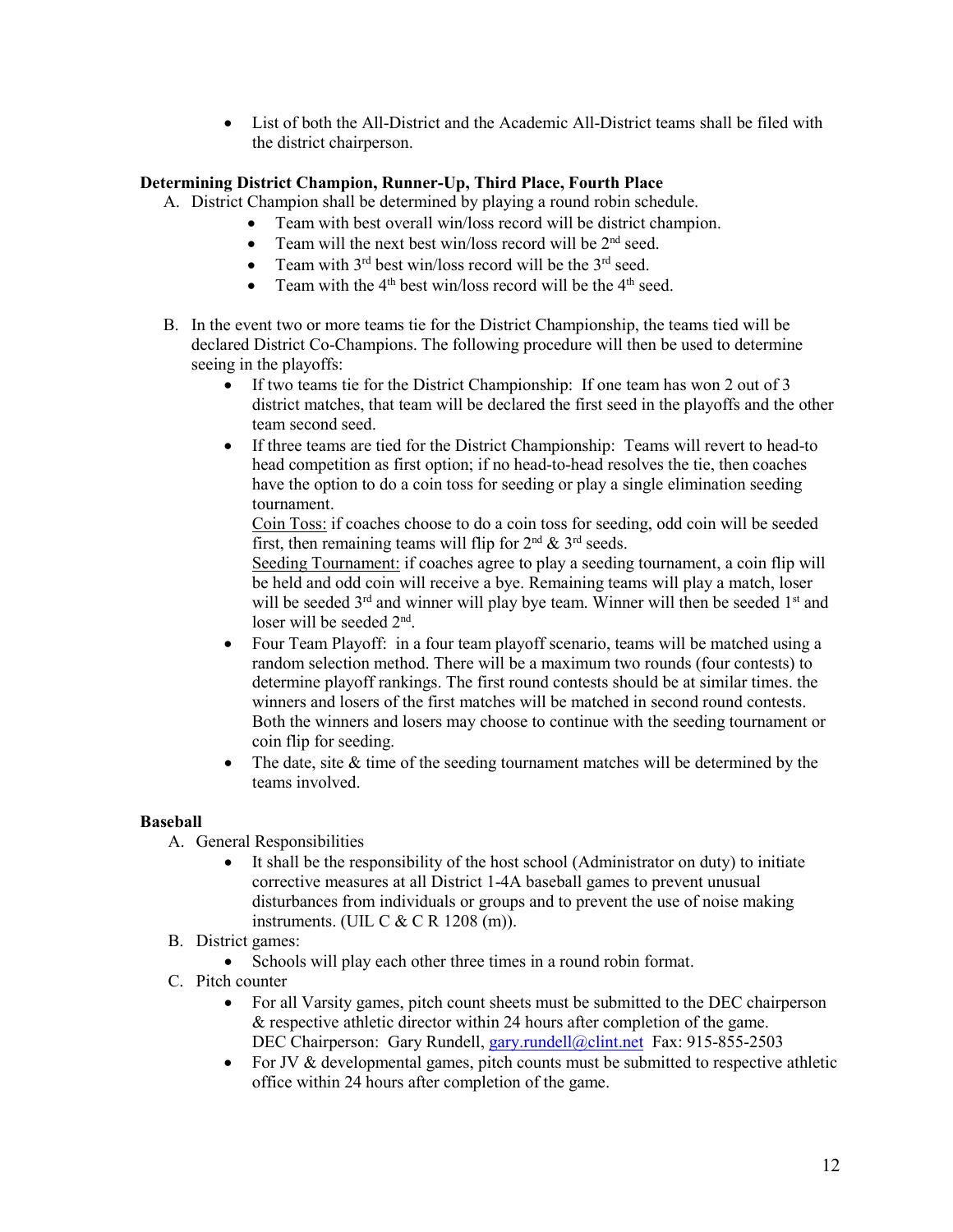- List of both the All-District and the Academic All-District teams shall be filed with the district chairperson.

**Determining District Champion, Runner-Up, Third Place, Fourth Place**

A. District Champion shall be determined by playing a round robin schedule.
  - Team with best overall win/loss record will be district champion.
  - Team will the next best win/loss record will be 2nd seed.
  - Team with 3rd best win/loss record will be the 3rd seed.
  - Team with the 4th best win/loss record will be the 4th seed.

B. In the event two or more teams tie for the District Championship, the teams tied will be declared District Co-Champions. The following procedure will then be used to determine seeing in the playoffs:
  - If two teams tie for the District Championship: If one team has won 2 out of 3 district matches, that team will be declared the first seed in the playoffs and the other team second seed.
  - If three teams are tied for the District Championship: Teams will revert to head-to head competition as first option; if no head-to-head resolves the tie, then coaches have the option to do a coin toss for seeding or play a single elimination seeding tournament.
    Coin Toss: if coaches choose to do a coin toss for seeding, odd coin will be seeded first, then remaining teams will flip for 2nd & 3rd seeds.
    Seeding Tournament: if coaches agree to play a seeding tournament, a coin flip will be held and odd coin will receive a bye. Remaining teams will play a match, loser will be seeded 3rd and winner will play bye team. Winner will then be seeded 1st and loser will be seeded 2nd.
  - Four Team Playoff: in a four team playoff scenario, teams will be matched using a random selection method. There will be a maximum two rounds (four contests) to determine playoff rankings. The first round contests should be at similar times. the winners and losers of the first matches will be matched in second round contests. Both the winners and losers may choose to continue with the seeding tournament or coin flip for seeding.
  - The date, site & time of the seeding tournament matches will be determined by the teams involved.

**Baseball**

A. General Responsibilities
  - It shall be the responsibility of the host school (Administrator on duty) to initiate corrective measures at all District 1-4A baseball games to prevent unusual disturbances from individuals or groups and to prevent the use of noise making instruments. (UIL C & C R 1208 (m)).

B. District games:
  - Schools will play each other three times in a round robin format.

C. Pitch counter
  - For all Varsity games, pitch count sheets must be submitted to the DEC chairperson & respective athletic director within 24 hours after completion of the game.
    DEC Chairperson: Gary Rundell, gary.rundell@clint.net Fax: 915-855-2503
  - For JV & developmental games, pitch counts must be submitted to respective athletic office within 24 hours after completion of the game.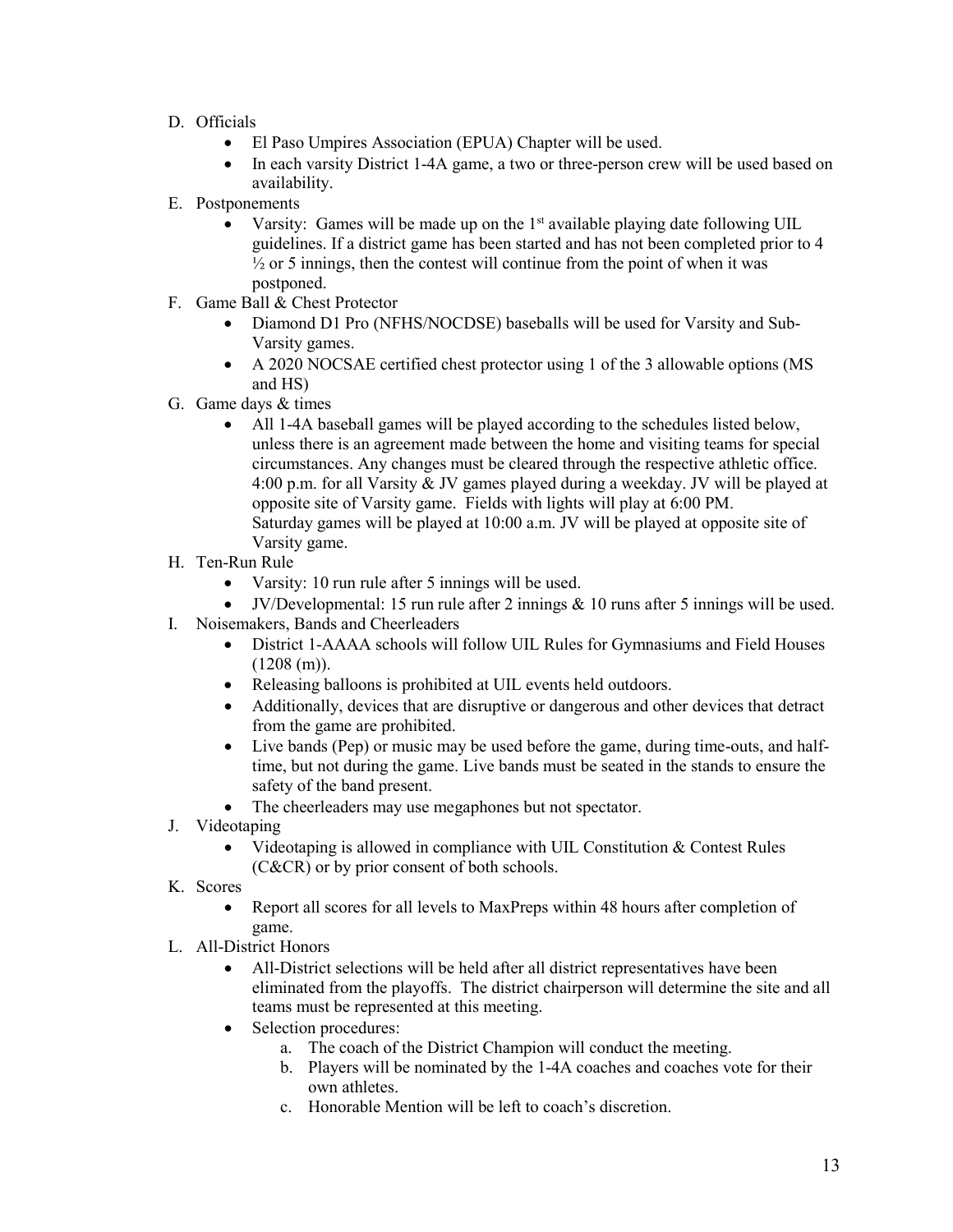D. Officials
    - El Paso Umpires Association (EPUA) Chapter will be used.
    - In each varsity District 1-4A game, a two or three-person crew will be used based on availability.

E. Postponements
    - Varsity: Games will be made up on the 1st available playing date following UIL guidelines. If a district game has been started and has not been completed prior to 4 ½ or 5 innings, then the contest will continue from the point of when it was postponed.

F. Game Ball & Chest Protector
    - Diamond D1 Pro (NFHS/NOCDSE) baseballs will be used for Varsity and Sub-Varsity games.
    - A 2020 NOCSAE certified chest protector using 1 of the 3 allowable options (MS and HS)

G. Game days & times
    - All 1-4A baseball games will be played according to the schedules listed below, unless there is an agreement made between the home and visiting teams for special circumstances. Any changes must be cleared through the respective athletic office. 4:00 p.m. for all Varsity & JV games played during a weekday. JV will be played at opposite site of Varsity game. Fields with lights will play at 6:00 PM.
      Saturday games will be played at 10:00 a.m. JV will be played at opposite site of Varsity game.

H. Ten-Run Rule
    - Varsity: 10 run rule after 5 innings will be used.
    - JV/Developmental: 15 run rule after 2 innings & 10 runs after 5 innings will be used.

I. Noisemakers, Bands and Cheerleaders
    - District 1-AAAA schools will follow UIL Rules for Gymnasiums and Field Houses (1208 (m)).
    - Releasing balloons is prohibited at UIL events held outdoors.
    - Additionally, devices that are disruptive or dangerous and other devices that detract from the game are prohibited.
    - Live bands (Pep) or music may be used before the game, during time-outs, and half-time, but not during the game. Live bands must be seated in the stands to ensure the safety of the band present.
    - The cheerleaders may use megaphones but not spectator.

J. Videotaping
    - Videotaping is allowed in compliance with UIL Constitution & Contest Rules (C&CR) or by prior consent of both schools.

K. Scores
    - Report all scores for all levels to MaxPreps within 48 hours after completion of game.

L. All-District Honors
    - All-District selections will be held after all district representatives have been eliminated from the playoffs. The district chairperson will determine the site and all teams must be represented at this meeting.
    - Selection procedures:
        a. The coach of the District Champion will conduct the meeting.
        b. Players will be nominated by the 1-4A coaches and coaches vote for their own athletes.
        c. Honorable Mention will be left to coach's discretion.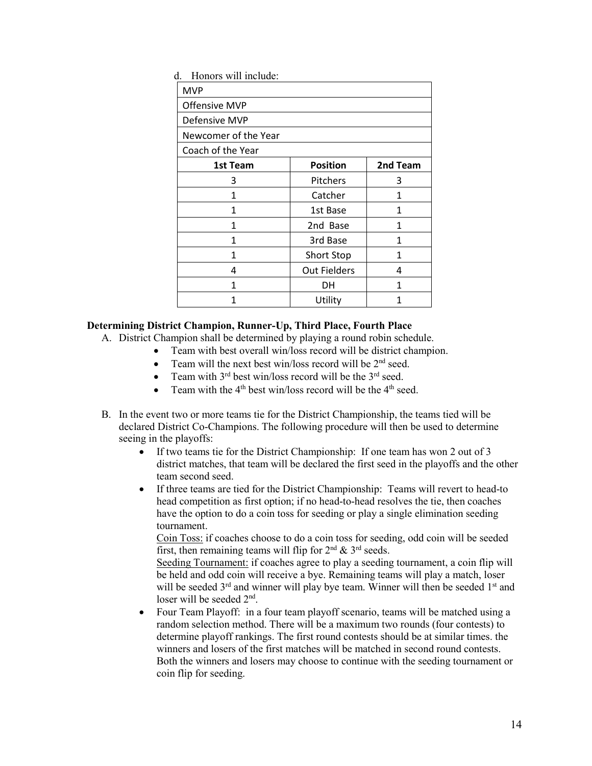d. Honors will include:

| MVP | | |
|---|---|---|
| Offensive MVP | | |
| Defensive MVP | | |
| Newcomer of the Year | | |
| Coach of the Year | | |
| **1st Team** | **Position** | **2nd Team** |
| 3 | Pitchers | 3 |
| 1 | Catcher | 1 |
| 1 | 1st Base | 1 |
| 1 | 2nd Base | 1 |
| 1 | 3rd Base | 1 |
| 1 | Short Stop | 1 |
| 4 | Out Fielders | 4 |
| 1 | DH | 1 |
| 1 | Utility | 1 |

**Determining District Champion, Runner-Up, Third Place, Fourth Place**

A. District Champion shall be determined by playing a round robin schedule.
   - Team with best overall win/loss record will be district champion.
   - Team will the next best win/loss record will be 2nd seed.
   - Team with 3rd best win/loss record will be the 3rd seed.
   - Team with the 4th best win/loss record will be the 4th seed.

B. In the event two or more teams tie for the District Championship, the teams tied will be declared District Co-Champions. The following procedure will then be used to determine seeing in the playoffs:
   - If two teams tie for the District Championship: If one team has won 2 out of 3 district matches, that team will be declared the first seed in the playoffs and the other team second seed.
   - If three teams are tied for the District Championship: Teams will revert to head-to head competition as first option; if no head-to-head resolves the tie, then coaches have the option to do a coin toss for seeding or play a single elimination seeding tournament.
     
     Coin Toss: if coaches choose to do a coin toss for seeding, odd coin will be seeded first, then remaining teams will flip for 2nd & 3rd seeds.
     
     Seeding Tournament: if coaches agree to play a seeding tournament, a coin flip will be held and odd coin will receive a bye. Remaining teams will play a match, loser will be seeded 3rd and winner will play bye team. Winner will then be seeded 1st and loser will be seeded 2nd.
   - Four Team Playoff: in a four team playoff scenario, teams will be matched using a random selection method. There will be a maximum two rounds (four contests) to determine playoff rankings. The first round contests should be at similar times. the winners and losers of the first matches will be matched in second round contests. Both the winners and losers may choose to continue with the seeding tournament or coin flip for seeding.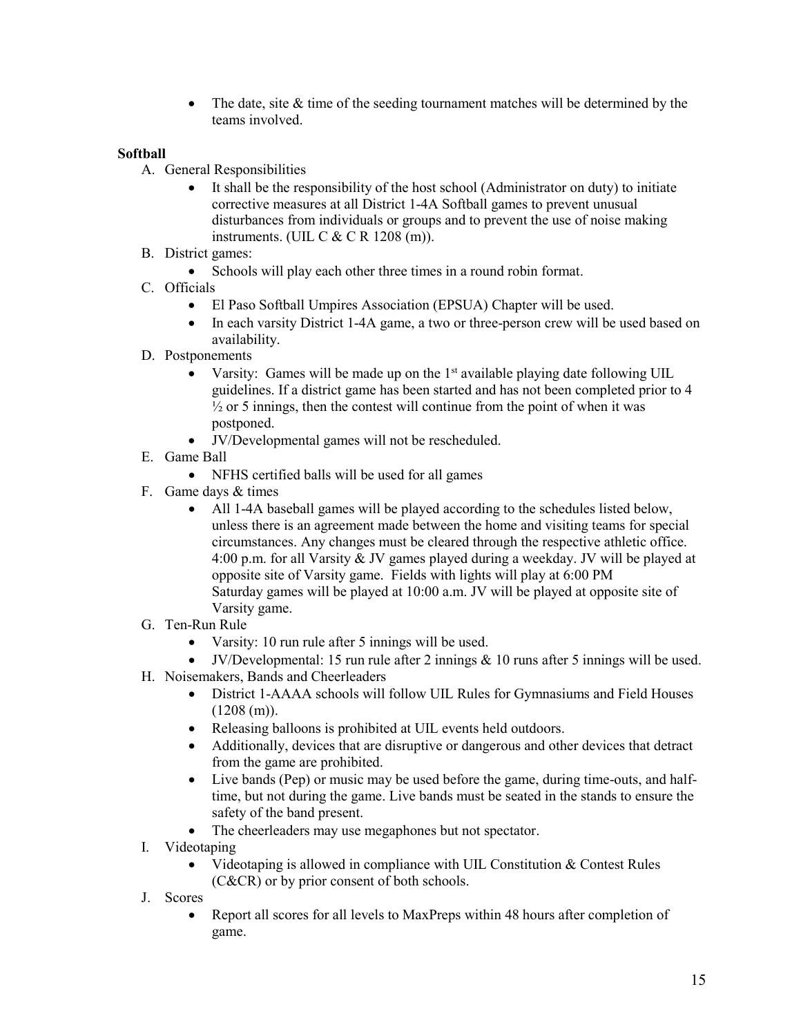- The date, site & time of the seeding tournament matches will be determined by the teams involved.

**Softball**

A. General Responsibilities
   - It shall be the responsibility of the host school (Administrator on duty) to initiate corrective measures at all District 1-4A Softball games to prevent unusual disturbances from individuals or groups and to prevent the use of noise making instruments. (UIL C & C R 1208 (m)).

B. District games:
   - Schools will play each other three times in a round robin format.

C. Officials
   - El Paso Softball Umpires Association (EPSUA) Chapter will be used.
   - In each varsity District 1-4A game, a two or three-person crew will be used based on availability.

D. Postponements
   - Varsity: Games will be made up on the 1st available playing date following UIL guidelines. If a district game has been started and has not been completed prior to 4 ½ or 5 innings, then the contest will continue from the point of when it was postponed.
   - JV/Developmental games will not be rescheduled.

E. Game Ball
   - NFHS certified balls will be used for all games

F. Game days & times
   - All 1-4A baseball games will be played according to the schedules listed below, unless there is an agreement made between the home and visiting teams for special circumstances. Any changes must be cleared through the respective athletic office. 4:00 p.m. for all Varsity & JV games played during a weekday. JV will be played at opposite site of Varsity game. Fields with lights will play at 6:00 PM
     Saturday games will be played at 10:00 a.m. JV will be played at opposite site of Varsity game.

G. Ten-Run Rule
   - Varsity: 10 run rule after 5 innings will be used.
   - JV/Developmental: 15 run rule after 2 innings & 10 runs after 5 innings will be used.

H. Noisemakers, Bands and Cheerleaders
   - District 1-AAAA schools will follow UIL Rules for Gymnasiums and Field Houses (1208 (m)).
   - Releasing balloons is prohibited at UIL events held outdoors.
   - Additionally, devices that are disruptive or dangerous and other devices that detract from the game are prohibited.
   - Live bands (Pep) or music may be used before the game, during time-outs, and half-time, but not during the game. Live bands must be seated in the stands to ensure the safety of the band present.
   - The cheerleaders may use megaphones but not spectator.

I. Videotaping
   - Videotaping is allowed in compliance with UIL Constitution & Contest Rules (C&CR) or by prior consent of both schools.

J. Scores
   - Report all scores for all levels to MaxPreps within 48 hours after completion of game.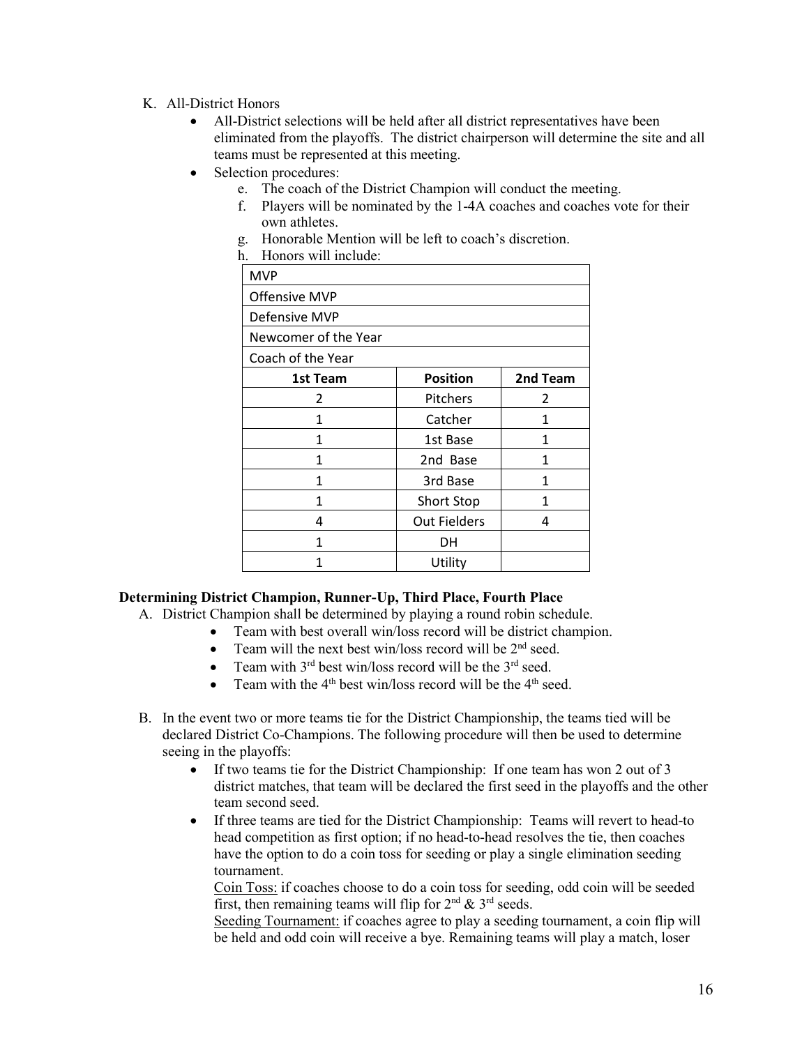K. All-District Honors

- All-District selections will be held after all district representatives have been eliminated from the playoffs. The district chairperson will determine the site and all teams must be represented at this meeting.
- Selection procedures:
    e. The coach of the District Champion will conduct the meeting.
    f. Players will be nominated by the 1-4A coaches and coaches vote for their own athletes.
    g. Honorable Mention will be left to coach's discretion.
    h. Honors will include:

| MVP | | |
|---|---|---|
| Offensive MVP | | |
| Defensive MVP | | |
| Newcomer of the Year | | |
| Coach of the Year | | |
| **1st Team** | **Position** | **2nd Team** |
| 2 | Pitchers | 2 |
| 1 | Catcher | 1 |
| 1 | 1st Base | 1 |
| 1 | 2nd Base | 1 |
| 1 | 3rd Base | 1 |
| 1 | Short Stop | 1 |
| 4 | Out Fielders | 4 |
| 1 | DH | |
| 1 | Utility | |

**Determining District Champion, Runner-Up, Third Place, Fourth Place**

A. District Champion shall be determined by playing a round robin schedule.
- Team with best overall win/loss record will be district champion.
- Team will the next best win/loss record will be 2nd seed.
- Team with 3rd best win/loss record will be the 3rd seed.
- Team with the 4th best win/loss record will be the 4th seed.

B. In the event two or more teams tie for the District Championship, the teams tied will be declared District Co-Champions. The following procedure will then be used to determine seeing in the playoffs:
- If two teams tie for the District Championship: If one team has won 2 out of 3 district matches, that team will be declared the first seed in the playoffs and the other team second seed.
- If three teams are tied for the District Championship: Teams will revert to head-to head competition as first option; if no head-to-head resolves the tie, then coaches have the option to do a coin toss for seeding or play a single elimination seeding tournament.

    Coin Toss: if coaches choose to do a coin toss for seeding, odd coin will be seeded first, then remaining teams will flip for 2nd & 3rd seeds.

    Seeding Tournament: if coaches agree to play a seeding tournament, a coin flip will be held and odd coin will receive a bye. Remaining teams will play a match, loser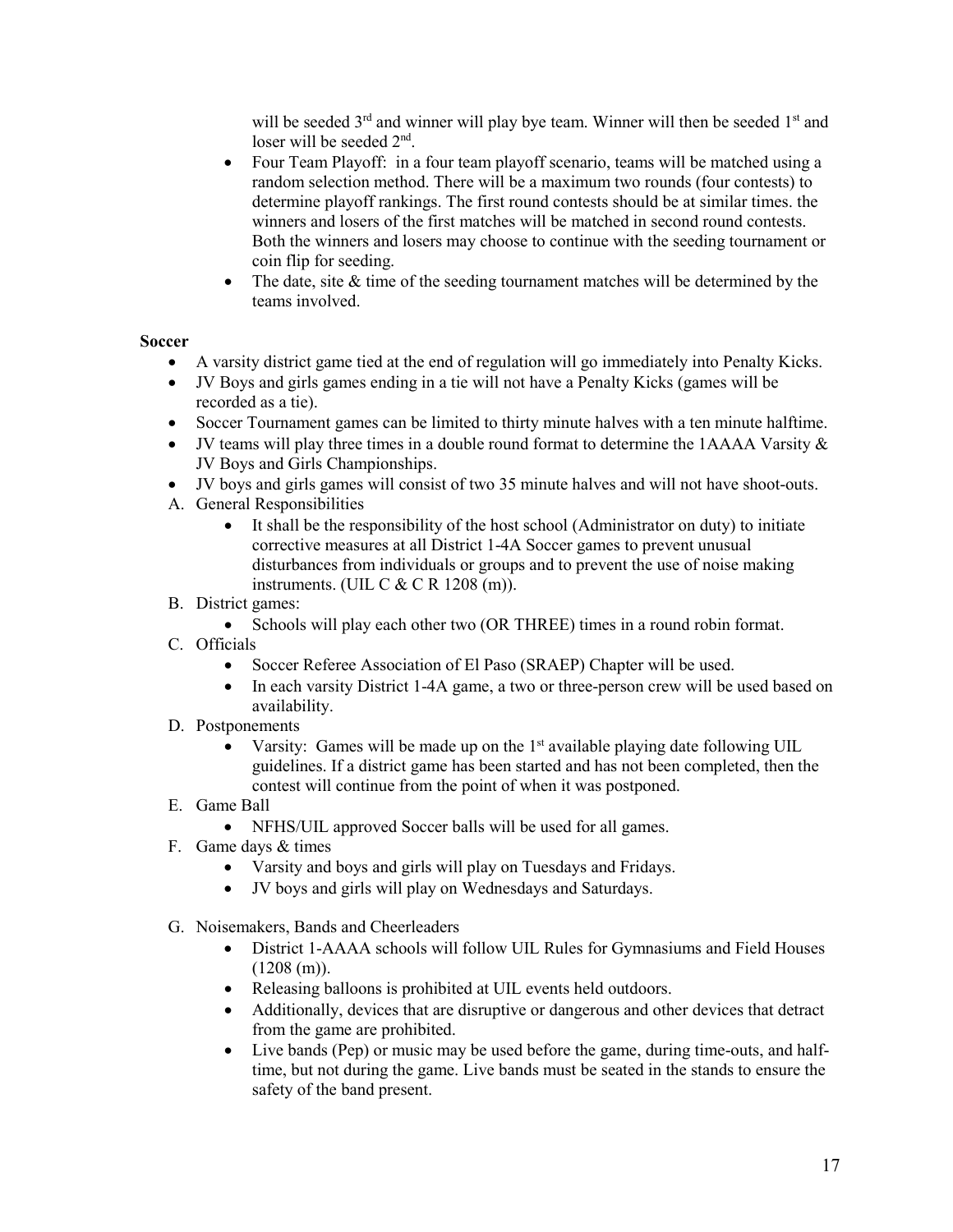will be seeded 3rd and winner will play bye team. Winner will then be seeded 1st and loser will be seeded 2nd.

- Four Team Playoff: in a four team playoff scenario, teams will be matched using a random selection method. There will be a maximum two rounds (four contests) to determine playoff rankings. The first round contests should be at similar times. the winners and losers of the first matches will be matched in second round contests. Both the winners and losers may choose to continue with the seeding tournament or coin flip for seeding.
- The date, site & time of the seeding tournament matches will be determined by the teams involved.

**Soccer**

- A varsity district game tied at the end of regulation will go immediately into Penalty Kicks.
- JV Boys and girls games ending in a tie will not have a Penalty Kicks (games will be recorded as a tie).
- Soccer Tournament games can be limited to thirty minute halves with a ten minute halftime.
- JV teams will play three times in a double round format to determine the 1AAAA Varsity & JV Boys and Girls Championships.
- JV boys and girls games will consist of two 35 minute halves and will not have shoot-outs.

A. General Responsibilities
  - It shall be the responsibility of the host school (Administrator on duty) to initiate corrective measures at all District 1-4A Soccer games to prevent unusual disturbances from individuals or groups and to prevent the use of noise making instruments. (UIL C & C R 1208 (m)).

B. District games:
  - Schools will play each other two (OR THREE) times in a round robin format.

C. Officials
  - Soccer Referee Association of El Paso (SRAEP) Chapter will be used.
  - In each varsity District 1-4A game, a two or three-person crew will be used based on availability.

D. Postponements
  - Varsity: Games will be made up on the 1st available playing date following UIL guidelines. If a district game has been started and has not been completed, then the contest will continue from the point of when it was postponed.

E. Game Ball
  - NFHS/UIL approved Soccer balls will be used for all games.

F. Game days & times
  - Varsity and boys and girls will play on Tuesdays and Fridays.
  - JV boys and girls will play on Wednesdays and Saturdays.

G. Noisemakers, Bands and Cheerleaders
  - District 1-AAAA schools will follow UIL Rules for Gymnasiums and Field Houses (1208 (m)).
  - Releasing balloons is prohibited at UIL events held outdoors.
  - Additionally, devices that are disruptive or dangerous and other devices that detract from the game are prohibited.
  - Live bands (Pep) or music may be used before the game, during time-outs, and half-time, but not during the game. Live bands must be seated in the stands to ensure the safety of the band present.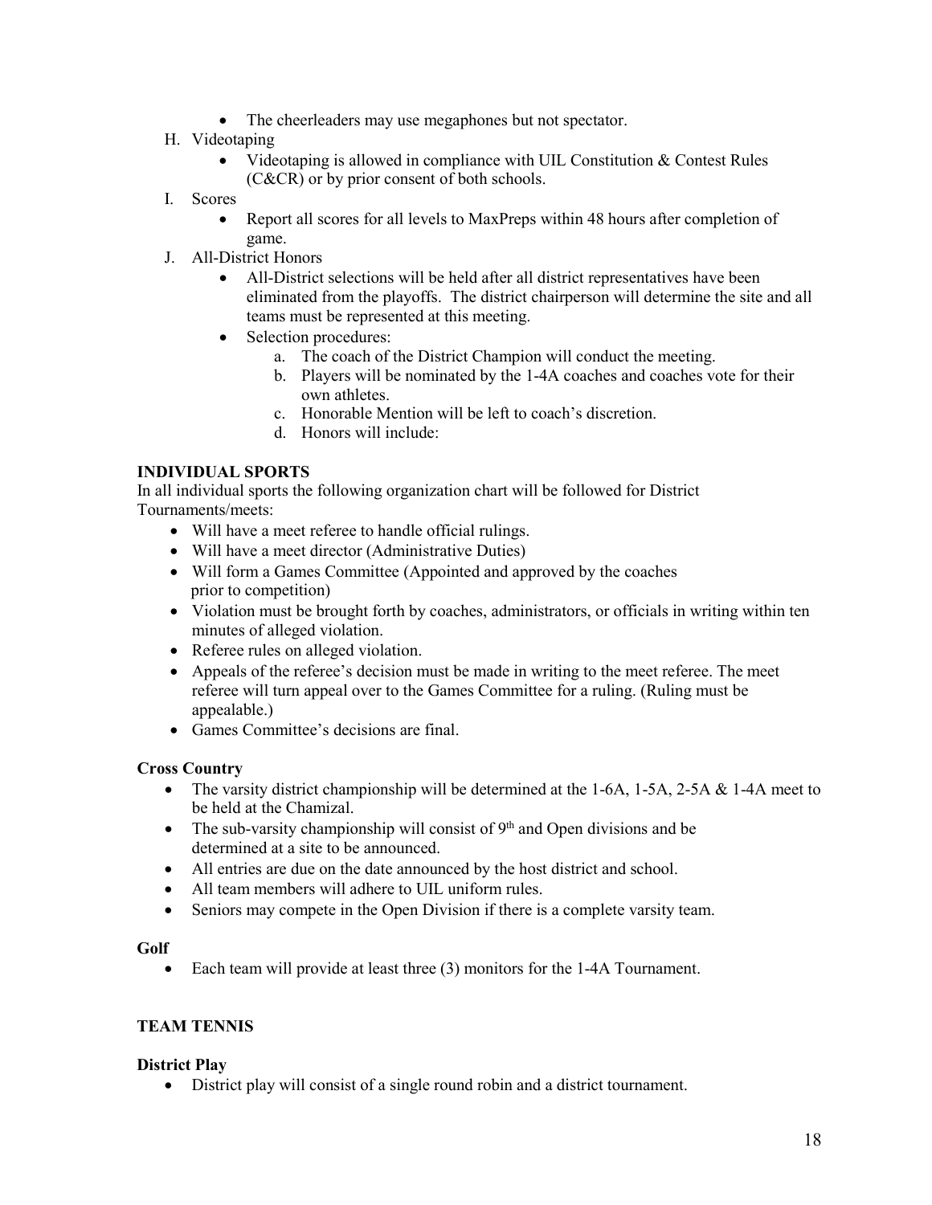- The cheerleaders may use megaphones but not spectator.

H. Videotaping
  - Videotaping is allowed in compliance with UIL Constitution & Contest Rules (C&CR) or by prior consent of both schools.

I. Scores
  - Report all scores for all levels to MaxPreps within 48 hours after completion of game.

J. All-District Honors
  - All-District selections will be held after all district representatives have been eliminated from the playoffs. The district chairperson will determine the site and all teams must be represented at this meeting.
  - Selection procedures:
    a. The coach of the District Champion will conduct the meeting.
    b. Players will be nominated by the 1-4A coaches and coaches vote for their own athletes.
    c. Honorable Mention will be left to coach's discretion.
    d. Honors will include:

**INDIVIDUAL SPORTS**

In all individual sports the following organization chart will be followed for District Tournaments/meets:

- Will have a meet referee to handle official rulings.
- Will have a meet director (Administrative Duties)
- Will form a Games Committee (Appointed and approved by the coaches prior to competition)
- Violation must be brought forth by coaches, administrators, or officials in writing within ten minutes of alleged violation.
- Referee rules on alleged violation.
- Appeals of the referee's decision must be made in writing to the meet referee. The meet referee will turn appeal over to the Games Committee for a ruling. (Ruling must be appealable.)
- Games Committee's decisions are final.

**Cross Country**

- The varsity district championship will be determined at the 1-6A, 1-5A, 2-5A & 1-4A meet to be held at the Chamizal.
- The sub-varsity championship will consist of 9th and Open divisions and be determined at a site to be announced.
- All entries are due on the date announced by the host district and school.
- All team members will adhere to UIL uniform rules.
- Seniors may compete in the Open Division if there is a complete varsity team.

**Golf**

- Each team will provide at least three (3) monitors for the 1-4A Tournament.

**TEAM TENNIS**

**District Play**

- District play will consist of a single round robin and a district tournament.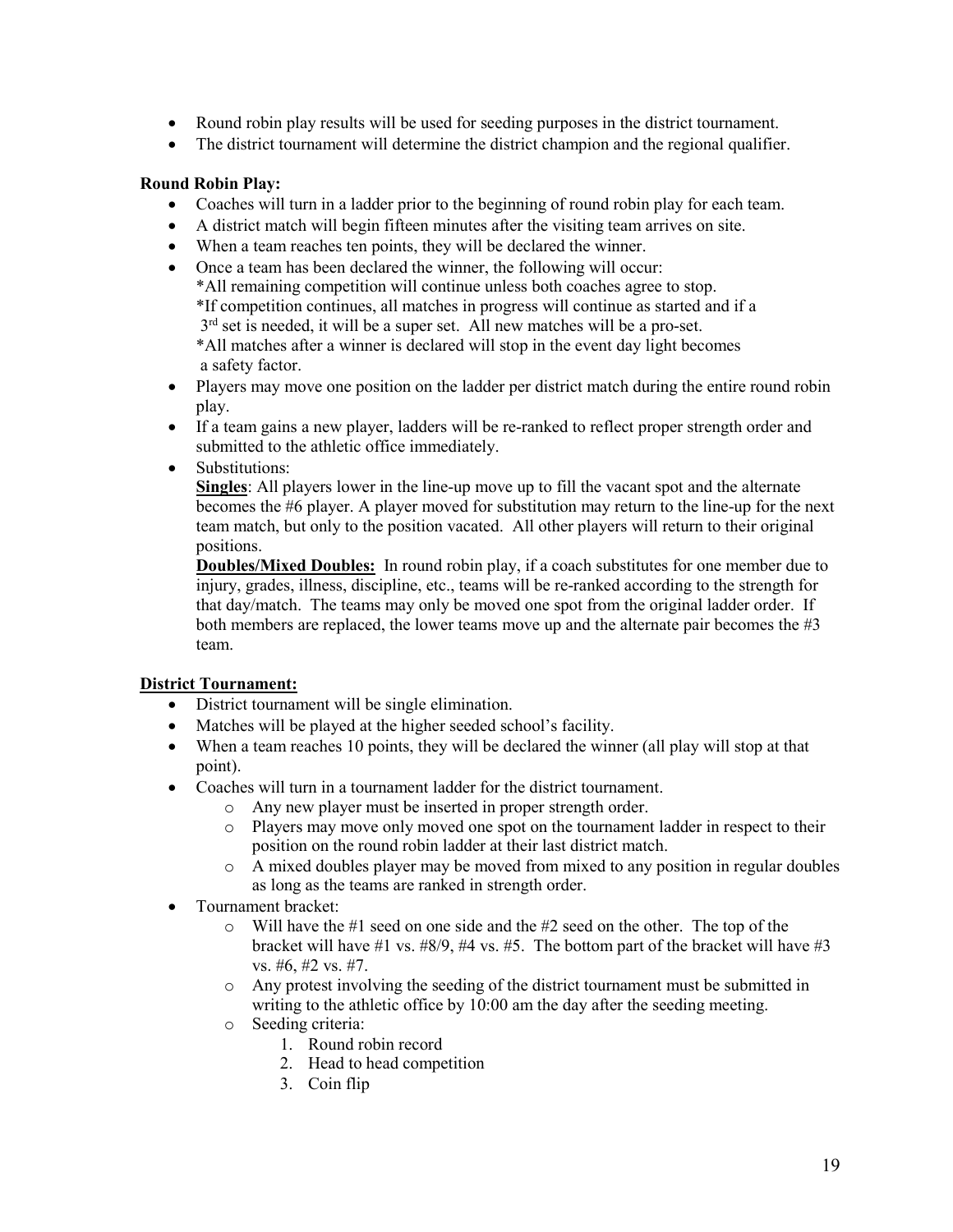- Round robin play results will be used for seeding purposes in the district tournament.
- The district tournament will determine the district champion and the regional qualifier.

**Round Robin Play:**

- Coaches will turn in a ladder prior to the beginning of round robin play for each team.
- A district match will begin fifteen minutes after the visiting team arrives on site.
- When a team reaches ten points, they will be declared the winner.
- Once a team has been declared the winner, the following will occur:
  *All remaining competition will continue unless both coaches agree to stop.
  *If competition continues, all matches in progress will continue as started and if a 3rd set is needed, it will be a super set. All new matches will be a pro-set.
  *All matches after a winner is declared will stop in the event day light becomes a safety factor.
- Players may move one position on the ladder per district match during the entire round robin play.
- If a team gains a new player, ladders will be re-ranked to reflect proper strength order and submitted to the athletic office immediately.
- Substitutions:
  **Singles**: All players lower in the line-up move up to fill the vacant spot and the alternate becomes the #6 player. A player moved for substitution may return to the line-up for the next team match, but only to the position vacated. All other players will return to their original positions.
  **Doubles/Mixed Doubles:** In round robin play, if a coach substitutes for one member due to injury, grades, illness, discipline, etc., teams will be re-ranked according to the strength for that day/match. The teams may only be moved one spot from the original ladder order. If both members are replaced, the lower teams move up and the alternate pair becomes the #3 team.

**District Tournament:**

- District tournament will be single elimination.
- Matches will be played at the higher seeded school's facility.
- When a team reaches 10 points, they will be declared the winner (all play will stop at that point).
- Coaches will turn in a tournament ladder for the district tournament.
  - Any new player must be inserted in proper strength order.
  - Players may move only moved one spot on the tournament ladder in respect to their position on the round robin ladder at their last district match.
  - A mixed doubles player may be moved from mixed to any position in regular doubles as long as the teams are ranked in strength order.
- Tournament bracket:
  - Will have the #1 seed on one side and the #2 seed on the other. The top of the bracket will have #1 vs. #8/9, #4 vs. #5. The bottom part of the bracket will have #3 vs. #6, #2 vs. #7.
  - Any protest involving the seeding of the district tournament must be submitted in writing to the athletic office by 10:00 am the day after the seeding meeting.
  - Seeding criteria:
    1. Round robin record
    2. Head to head competition
    3. Coin flip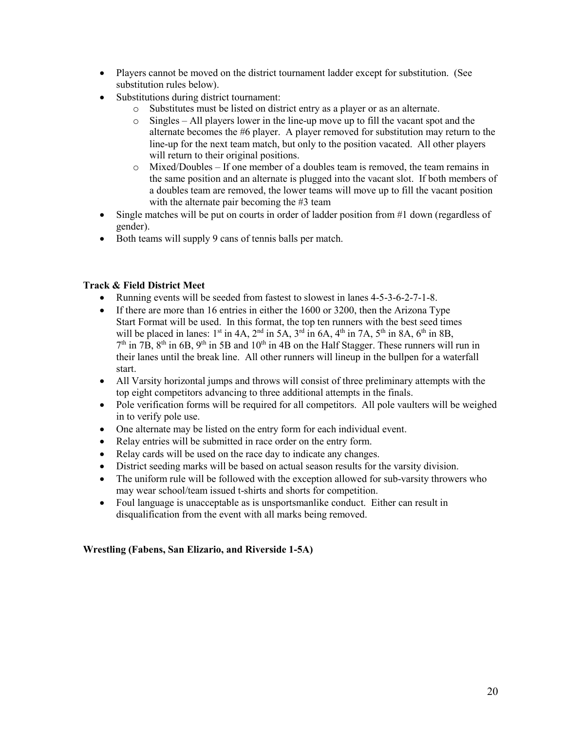- Players cannot be moved on the district tournament ladder except for substitution. (See substitution rules below).
- Substitutions during district tournament:
  - Substitutes must be listed on district entry as a player or as an alternate.
  - Singles – All players lower in the line-up move up to fill the vacant spot and the alternate becomes the #6 player. A player removed for substitution may return to the line-up for the next team match, but only to the position vacated. All other players will return to their original positions.
  - Mixed/Doubles – If one member of a doubles team is removed, the team remains in the same position and an alternate is plugged into the vacant slot. If both members of a doubles team are removed, the lower teams will move up to fill the vacant position with the alternate pair becoming the #3 team
- Single matches will be put on courts in order of ladder position from #1 down (regardless of gender).
- Both teams will supply 9 cans of tennis balls per match.

**Track & Field District Meet**

- Running events will be seeded from fastest to slowest in lanes 4-5-3-6-2-7-1-8.
- If there are more than 16 entries in either the 1600 or 3200, then the Arizona Type Start Format will be used. In this format, the top ten runners with the best seed times will be placed in lanes: 1st in 4A, 2nd in 5A, 3rd in 6A, 4th in 7A, 5th in 8A, 6th in 8B, 7th in 7B, 8th in 6B, 9th in 5B and 10th in 4B on the Half Stagger. These runners will run in their lanes until the break line. All other runners will lineup in the bullpen for a waterfall start.
- All Varsity horizontal jumps and throws will consist of three preliminary attempts with the top eight competitors advancing to three additional attempts in the finals.
- Pole verification forms will be required for all competitors. All pole vaulters will be weighed in to verify pole use.
- One alternate may be listed on the entry form for each individual event.
- Relay entries will be submitted in race order on the entry form.
- Relay cards will be used on the race day to indicate any changes.
- District seeding marks will be based on actual season results for the varsity division.
- The uniform rule will be followed with the exception allowed for sub-varsity throwers who may wear school/team issued t-shirts and shorts for competition.
- Foul language is unacceptable as is unsportsmanlike conduct. Either can result in disqualification from the event with all marks being removed.

**Wrestling (Fabens, San Elizario, and Riverside 1-5A)**